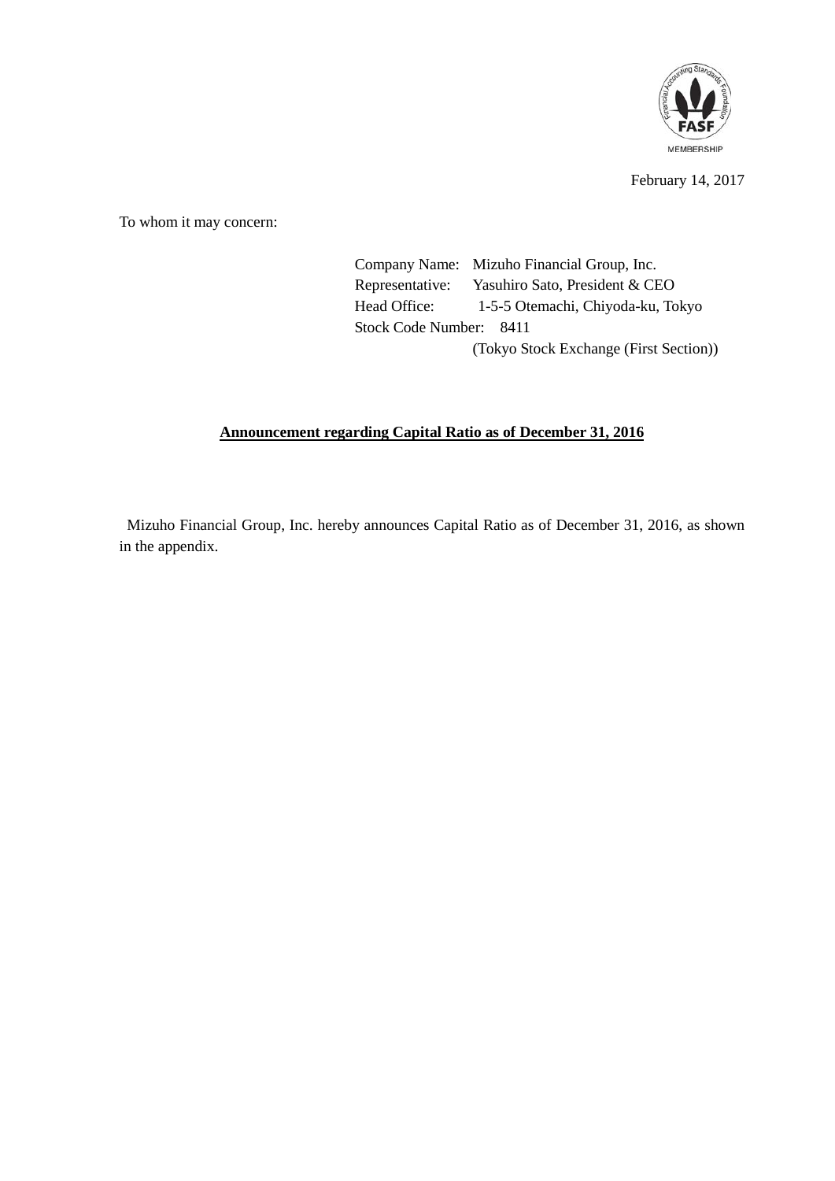February 14, 2017

To whom it may concern:

Company Name: Mizuho Financial Group, Inc.
Representative: Yasuhiro Sato, President & CEO
Head Office: 1-5-5 Otemachi, Chiyoda-ku, Tokyo
Stock Code Number: 8411
(Tokyo Stock Exchange (First Section))

**Announcement regarding Capital Ratio as of December 31, 2016**

Mizuho Financial Group, Inc. hereby announces Capital Ratio as of December 31, 2016, as shown in the appendix.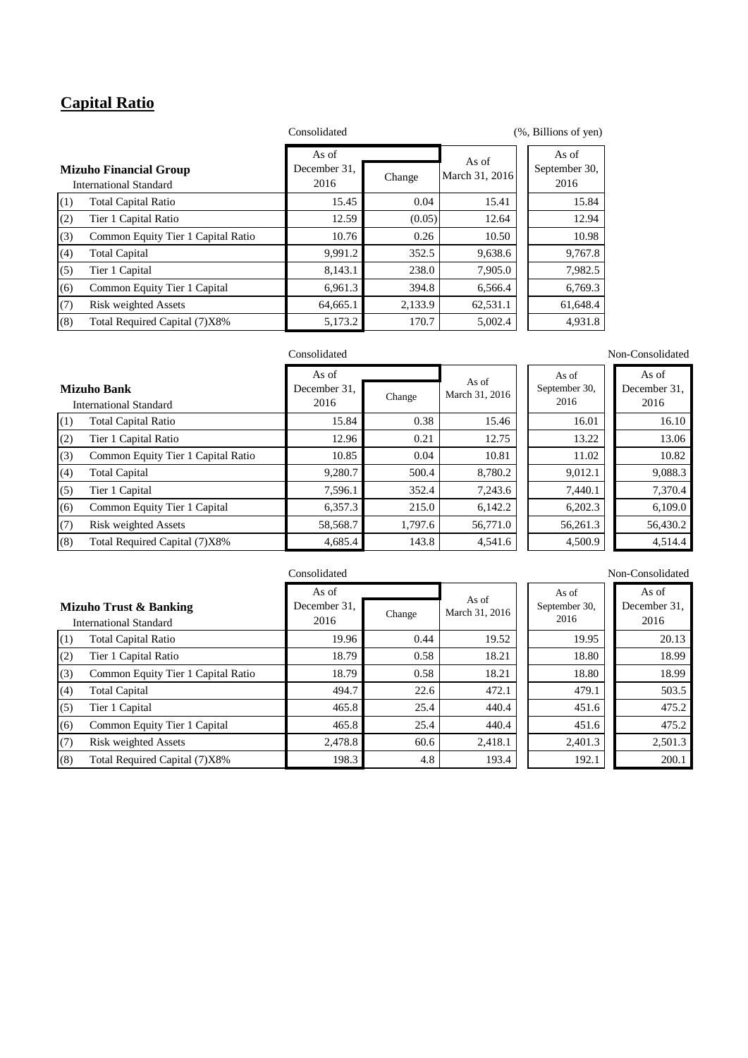## Capital Ratio

| Mizuho Financial Group<br>International Standard | | Consolidated<br>As of December 31, 2016 | Change | As of March 31, 2016 | (%, Billions of yen)<br>As of September 30, 2016 |
|---|---|---|---|---|---|
| (1) | Total Capital Ratio | 15.45 | 0.04 | 15.41 | 15.84 |
| (2) | Tier 1 Capital Ratio | 12.59 | (0.05) | 12.64 | 12.94 |
| (3) | Common Equity Tier 1 Capital Ratio | 10.76 | 0.26 | 10.50 | 10.98 |
| (4) | Total Capital | 9,991.2 | 352.5 | 9,638.6 | 9,767.8 |
| (5) | Tier 1 Capital | 8,143.1 | 238.0 | 7,905.0 | 7,982.5 |
| (6) | Common Equity Tier 1 Capital | 6,961.3 | 394.8 | 6,566.4 | 6,769.3 |
| (7) | Risk weighted Assets | 64,665.1 | 2,133.9 | 62,531.1 | 61,648.4 |
| (8) | Total Required Capital (7)X8% | 5,173.2 | 170.7 | 5,002.4 | 4,931.8 |

| Mizuho Bank<br>International Standard | | Consolidated<br>As of December 31, 2016 | Change | As of March 31, 2016 | As of September 30, 2016 | Non-Consolidated<br>As of December 31, 2016 |
|---|---|---|---|---|---|---|
| (1) | Total Capital Ratio | 15.84 | 0.38 | 15.46 | 16.01 | 16.10 |
| (2) | Tier 1 Capital Ratio | 12.96 | 0.21 | 12.75 | 13.22 | 13.06 |
| (3) | Common Equity Tier 1 Capital Ratio | 10.85 | 0.04 | 10.81 | 11.02 | 10.82 |
| (4) | Total Capital | 9,280.7 | 500.4 | 8,780.2 | 9,012.1 | 9,088.3 |
| (5) | Tier 1 Capital | 7,596.1 | 352.4 | 7,243.6 | 7,440.1 | 7,370.4 |
| (6) | Common Equity Tier 1 Capital | 6,357.3 | 215.0 | 6,142.2 | 6,202.3 | 6,109.0 |
| (7) | Risk weighted Assets | 58,568.7 | 1,797.6 | 56,771.0 | 56,261.3 | 56,430.2 |
| (8) | Total Required Capital (7)X8% | 4,685.4 | 143.8 | 4,541.6 | 4,500.9 | 4,514.4 |

| Mizuho Trust & Banking<br>International Standard | | Consolidated<br>As of December 31, 2016 | Change | As of March 31, 2016 | As of September 30, 2016 | Non-Consolidated<br>As of December 31, 2016 |
|---|---|---|---|---|---|---|
| (1) | Total Capital Ratio | 19.96 | 0.44 | 19.52 | 19.95 | 20.13 |
| (2) | Tier 1 Capital Ratio | 18.79 | 0.58 | 18.21 | 18.80 | 18.99 |
| (3) | Common Equity Tier 1 Capital Ratio | 18.79 | 0.58 | 18.21 | 18.80 | 18.99 |
| (4) | Total Capital | 494.7 | 22.6 | 472.1 | 479.1 | 503.5 |
| (5) | Tier 1 Capital | 465.8 | 25.4 | 440.4 | 451.6 | 475.2 |
| (6) | Common Equity Tier 1 Capital | 465.8 | 25.4 | 440.4 | 451.6 | 475.2 |
| (7) | Risk weighted Assets | 2,478.8 | 60.6 | 2,418.1 | 2,401.3 | 2,501.3 |
| (8) | Total Required Capital (7)X8% | 198.3 | 4.8 | 193.4 | 192.1 | 200.1 |